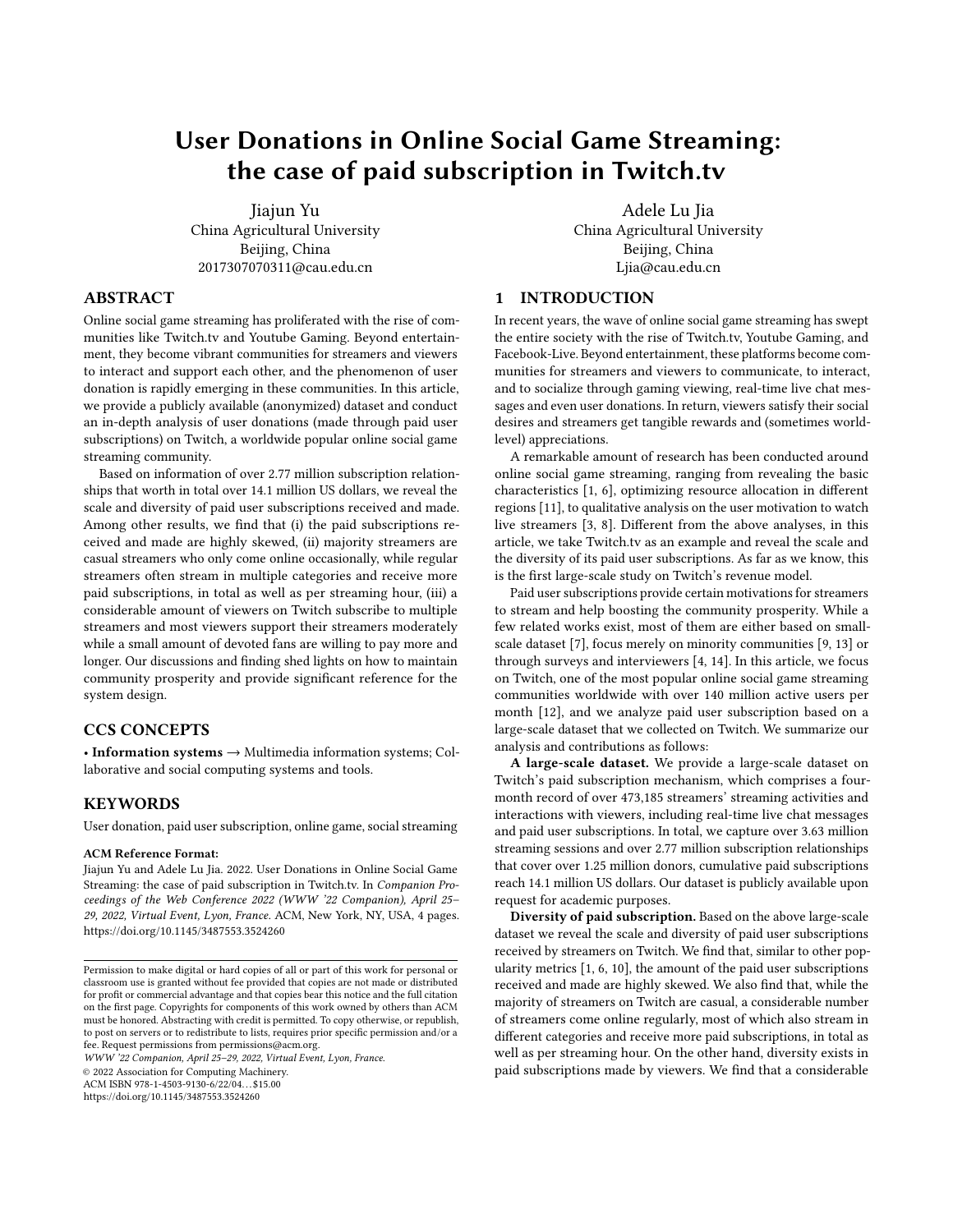# User Donations in Online Social Game Streaming: the case of paid subscription in Twitch.tv

Jiajun Yu
China Agricultural University
Beijing, China
2017307070311@cau.edu.cn

Adele Lu Jia
China Agricultural University
Beijing, China
Ljia@cau.edu.cn

## ABSTRACT

Online social game streaming has proliferated with the rise of communities like Twitch.tv and Youtube Gaming. Beyond entertainment, they become vibrant communities for streamers and viewers to interact and support each other, and the phenomenon of user donation is rapidly emerging in these communities. In this article, we provide a publicly available (anonymized) dataset and conduct an in-depth analysis of user donations (made through paid user subscriptions) on Twitch, a worldwide popular online social game streaming community.

Based on information of over 2.77 million subscription relationships that worth in total over 14.1 million US dollars, we reveal the scale and diversity of paid user subscriptions received and made. Among other results, we find that (i) the paid subscriptions received and made are highly skewed, (ii) majority streamers are casual streamers who only come online occasionally, while regular streamers often stream in multiple categories and receive more paid subscriptions, in total as well as per streaming hour, (iii) a considerable amount of viewers on Twitch subscribe to multiple streamers and most viewers support their streamers moderately while a small amount of devoted fans are willing to pay more and longer. Our discussions and finding shed lights on how to maintain community prosperity and provide significant reference for the system design.

## CCS CONCEPTS

• **Information systems** → Multimedia information systems; Collaborative and social computing systems and tools.

## KEYWORDS

User donation, paid user subscription, online game, social streaming

**ACM Reference Format:**
Jiajun Yu and Adele Lu Jia. 2022. User Donations in Online Social Game Streaming: the case of paid subscription in Twitch.tv. In *Companion Proceedings of the Web Conference 2022 (WWW '22 Companion), April 25–29, 2022, Virtual Event, Lyon, France.* ACM, New York, NY, USA, 4 pages. https://doi.org/10.1145/3487553.3524260

Permission to make digital or hard copies of all or part of this work for personal or classroom use is granted without fee provided that copies are not made or distributed for profit or commercial advantage and that copies bear this notice and the full citation on the first page. Copyrights for components of this work owned by others than ACM must be honored. Abstracting with credit is permitted. To copy otherwise, or republish, to post on servers or to redistribute to lists, requires prior specific permission and/or a fee. Request permissions from permissions@acm.org.
*WWW '22 Companion, April 25–29, 2022, Virtual Event, Lyon, France.*
© 2022 Association for Computing Machinery.
ACM ISBN 978-1-4503-9130-6/22/04…$15.00
https://doi.org/10.1145/3487553.3524260

## 1 INTRODUCTION

In recent years, the wave of online social game streaming has swept the entire society with the rise of Twitch.tv, Youtube Gaming, and Facebook-Live. Beyond entertainment, these platforms become communities for streamers and viewers to communicate, to interact, and to socialize through gaming viewing, real-time live chat messages and even user donations. In return, viewers satisfy their social desires and streamers get tangible rewards and (sometimes world-level) appreciations.

A remarkable amount of research has been conducted around online social game streaming, ranging from revealing the basic characteristics [1, 6], optimizing resource allocation in different regions [11], to qualitative analysis on the user motivation to watch live streamers [3, 8]. Different from the above analyses, in this article, we take Twitch.tv as an example and reveal the scale and the diversity of its paid user subscriptions. As far as we know, this is the first large-scale study on Twitch's revenue model.

Paid user subscriptions provide certain motivations for streamers to stream and help boosting the community prosperity. While a few related works exist, most of them are either based on small-scale dataset [7], focus merely on minority communities [9, 13] or through surveys and interviewers [4, 14]. In this article, we focus on Twitch, one of the most popular online social game streaming communities worldwide with over 140 million active users per month [12], and we analyze paid user subscription based on a large-scale dataset that we collected on Twitch. We summarize our analysis and contributions as follows:

**A large-scale dataset.** We provide a large-scale dataset on Twitch's paid subscription mechanism, which comprises a four-month record of over 473,185 streamers' streaming activities and interactions with viewers, including real-time live chat messages and paid user subscriptions. In total, we capture over 3.63 million streaming sessions and over 2.77 million subscription relationships that cover over 1.25 million donors, cumulative paid subscriptions reach 14.1 million US dollars. Our dataset is publicly available upon request for academic purposes.

**Diversity of paid subscription.** Based on the above large-scale dataset we reveal the scale and diversity of paid user subscriptions received by streamers on Twitch. We find that, similar to other popularity metrics [1, 6, 10], the amount of the paid user subscriptions received and made are highly skewed. We also find that, while the majority of streamers on Twitch are casual, a considerable number of streamers come online regularly, most of which also stream in different categories and receive more paid subscriptions, in total as well as per streaming hour. On the other hand, diversity exists in paid subscriptions made by viewers. We find that a considerable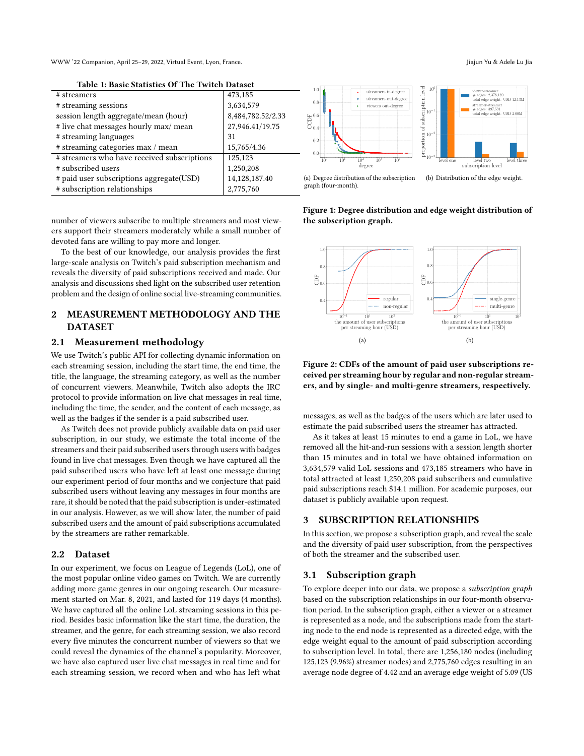**Table 1: Basic Statistics Of The Twitch Dataset**

| | |
|---|---|
| # streamers | 473,185 |
| # streaming sessions | 3,634,579 |
| session length aggregate/mean (hour) | 8,484,782.52/2.33 |
| # live chat messages hourly max/ mean | 27,946.41/19.75 |
| # streaming languages | 31 |
| # streaming categories max / mean | 15,765/4.36 |
| # streamers who have received subscriptions | 125,123 |
| # subscribed users | 1,250,208 |
| # paid user subscriptions aggregate(USD) | 14,128,187.40 |
| # subscription relationships | 2,775,760 |

number of viewers subscribe to multiple streamers and most viewers support their streamers moderately while a small number of devoted fans are willing to pay more and longer.

To the best of our knowledge, our analysis provides the first large-scale analysis on Twitch's paid subscription mechanism and reveals the diversity of paid subscriptions received and made. Our analysis and discussions shed light on the subscribed user retention problem and the design of online social live-streaming communities.

## 2 MEASUREMENT METHODOLOGY AND THE DATASET

### 2.1 Measurement methodology

We use Twitch's public API for collecting dynamic information on each streaming session, including the start time, the end time, the title, the language, the streaming category, as well as the number of concurrent viewers. Meanwhile, Twitch also adopts the IRC protocol to provide information on live chat messages in real time, including the time, the sender, and the content of each message, as well as the badges if the sender is a paid subscribed user.

As Twitch does not provide publicly available data on paid user subscription, in our study, we estimate the total income of the streamers and their paid subscribed users through users with badges found in live chat messages. Even though we have captured all the paid subscribed users who have left at least one message during our experiment period of four months and we conjecture that paid subscribed users without leaving any messages in four months are rare, it should be noted that the paid subscription is under-estimated in our analysis. However, as we will show later, the number of paid subscribed users and the amount of paid subscriptions accumulated by the streamers are rather remarkable.

### 2.2 Dataset

In our experiment, we focus on League of Legends (LoL), one of the most popular online video games on Twitch. We are currently adding more game genres in our ongoing research. Our measurement started on Mar. 8, 2021, and lasted for 119 days (4 months). We have captured all the online LoL streaming sessions in this period. Besides basic information like the start time, the duration, the streamer, and the genre, for each streaming session, we also record every five minutes the concurrent number of viewers so that we could reveal the dynamics of the channel's popularity. Moreover, we have also captured user live chat messages in real time and for each streaming session, we record when and who has left what messages, as well as the badges of the users which are later used to estimate the paid subscribed users the streamer has attracted.

(a) Degree distribution of the subscription graph (four-month).

(b) Distribution of the edge weight.

**Figure 1: Degree distribution and edge weight distribution of the subscription graph.**

**Figure 2: CDFs of the amount of paid user subscriptions received per streaming hour by regular and non-regular streamers, and by single- and multi-genre streamers, respectively.**

As it takes at least 15 minutes to end a game in LoL, we have removed all the hit-and-run sessions with a session length shorter than 15 minutes and in total we have obtained information on 3,634,579 valid LoL sessions and 473,185 streamers who have in total attracted at least 1,250,208 paid subscribers and cumulative paid subscriptions reach \$14.1 million. For academic purposes, our dataset is publicly available upon request.

## 3 SUBSCRIPTION RELATIONSHIPS

In this section, we propose a subscription graph, and reveal the scale and the diversity of paid user subscription, from the perspectives of both the streamer and the subscribed user.

### 3.1 Subscription graph

To explore deeper into our data, we propose a *subscription graph* based on the subscription relationships in our four-month observation period. In the subscription graph, either a viewer or a streamer is represented as a node, and the subscriptions made from the starting node to the end node is represented as a directed edge, with the edge weight equal to the amount of paid subscription according to subscription level. In total, there are 1,256,180 nodes (including 125,123 (9.96%) streamer nodes) and 2,775,760 edges resulting in an average node degree of 4.42 and an average edge weight of 5.09 (US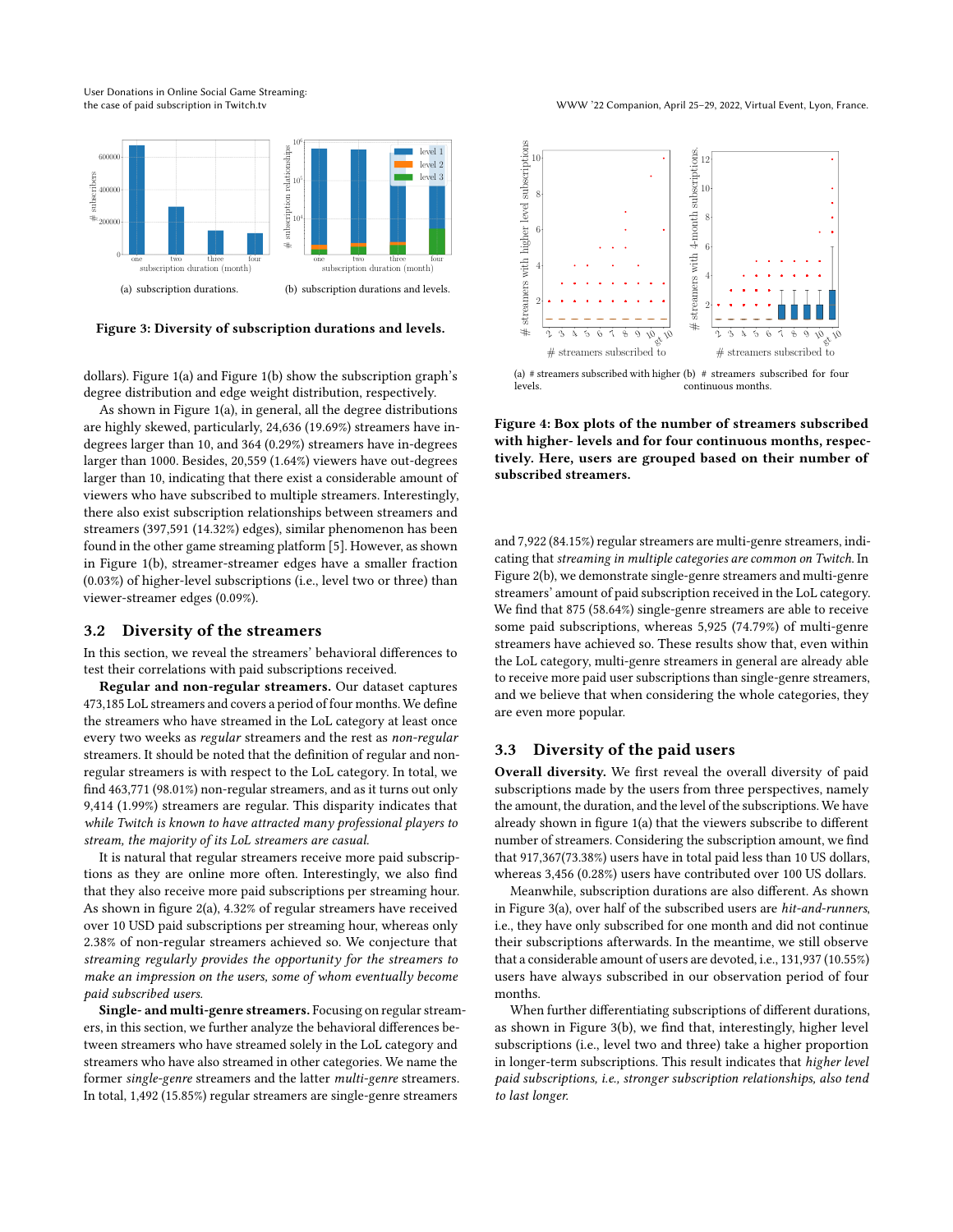(a) subscription durations.

(b) subscription durations and levels.

**Figure 3: Diversity of subscription durations and levels.**

dollars). Figure 1(a) and Figure 1(b) show the subscription graph's degree distribution and edge weight distribution, respectively.

As shown in Figure 1(a), in general, all the degree distributions are highly skewed, particularly, 24,636 (19.69%) streamers have in-degrees larger than 10, and 364 (0.29%) streamers have in-degrees larger than 1000. Besides, 20,559 (1.64%) viewers have out-degrees larger than 10, indicating that there exist a considerable amount of viewers who have subscribed to multiple streamers. Interestingly, there also exist subscription relationships between streamers and streamers (397,591 (14.32%) edges), similar phenomenon has been found in the other game streaming platform [5]. However, as shown in Figure 1(b), streamer-streamer edges have a smaller fraction (0.03%) of higher-level subscriptions (i.e., level two or three) than viewer-streamer edges (0.09%).

## 3.2 Diversity of the streamers

In this section, we reveal the streamers' behavioral differences to test their correlations with paid subscriptions received.

**Regular and non-regular streamers.** Our dataset captures 473,185 LoL streamers and covers a period of four months. We define the streamers who have streamed in the LoL category at least once every two weeks as *regular* streamers and the rest as *non-regular* streamers. It should be noted that the definition of regular and non-regular streamers is with respect to the LoL category. In total, we find 463,771 (98.01%) non-regular streamers, and as it turns out only 9,414 (1.99%) streamers are regular. This disparity indicates that *while Twitch is known to have attracted many professional players to stream, the majority of its LoL streamers are casual.*

It is natural that regular streamers receive more paid subscriptions as they are online more often. Interestingly, we also find that they also receive more paid subscriptions per streaming hour. As shown in figure 2(a), 4.32% of regular streamers have received over 10 USD paid subscriptions per streaming hour, whereas only 2.38% of non-regular streamers achieved so. We conjecture that *streaming regularly provides the opportunity for the streamers to make an impression on the users, some of whom eventually become paid subscribed users.*

**Single- and multi-genre streamers.** Focusing on regular streamers, in this section, we further analyze the behavioral differences between streamers who have streamed solely in the LoL category and streamers who have also streamed in other categories. We name the former *single-genre* streamers and the latter *multi-genre* streamers. In total, 1,492 (15.85%) regular streamers are single-genre streamers and 7,922 (84.15%) regular streamers are multi-genre streamers, indicating that *streaming in multiple categories are common on Twitch.* In Figure 2(b), we demonstrate single-genre streamers and multi-genre streamers' amount of paid subscription received in the LoL category. We find that 875 (58.64%) single-genre streamers are able to receive some paid subscriptions, whereas 5,925 (74.79%) of multi-genre streamers have achieved so. These results show that, even within the LoL category, multi-genre streamers in general are already able to receive more paid user subscriptions than single-genre streamers, and we believe that when considering the whole categories, they are even more popular.

(a) # streamers subscribed with higher levels.

(b) # streamers subscribed for four continuous months.

**Figure 4: Box plots of the number of streamers subscribed with higher- levels and for four continuous months, respectively. Here, users are grouped based on their number of subscribed streamers.**

## 3.3 Diversity of the paid users

**Overall diversity.** We first reveal the overall diversity of paid subscriptions made by the users from three perspectives, namely the amount, the duration, and the level of the subscriptions. We have already shown in figure 1(a) that the viewers subscribe to different number of streamers. Considering the subscription amount, we find that 917,367(73.38%) users have in total paid less than 10 US dollars, whereas 3,456 (0.28%) users have contributed over 100 US dollars.

Meanwhile, subscription durations are also different. As shown in Figure 3(a), over half of the subscribed users are *hit-and-runners*, i.e., they have only subscribed for one month and did not continue their subscriptions afterwards. In the meantime, we still observe that a considerable amount of users are devoted, i.e., 131,937 (10.55%) users have always subscribed in our observation period of four months.

When further differentiating subscriptions of different durations, as shown in Figure 3(b), we find that, interestingly, higher level subscriptions (i.e., level two and three) take a higher proportion in longer-term subscriptions. This result indicates that *higher level paid subscriptions, i.e., stronger subscription relationships, also tend to last longer.*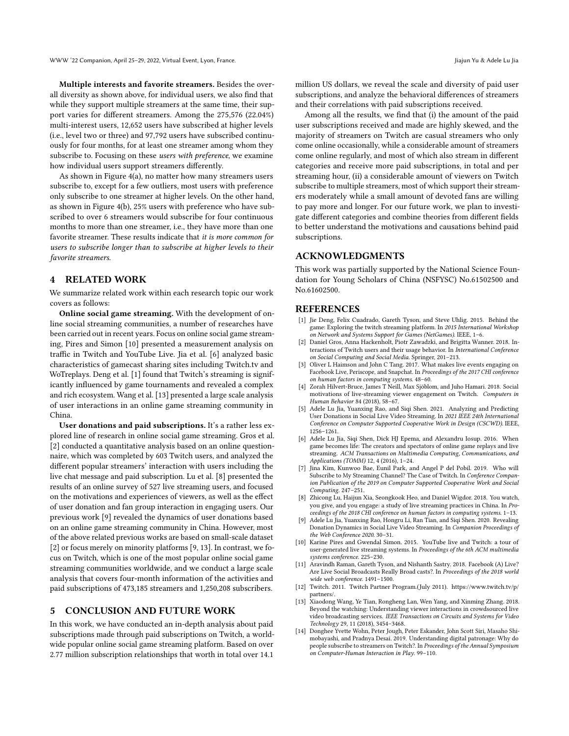**Multiple interests and favorite streamers.** Besides the overall diversity as shown above, for individual users, we also find that while they support multiple streamers at the same time, their support varies for different streamers. Among the 275,576 (22.04%) multi-interest users, 12,652 users have subscribed at higher levels (i.e., level two or three) and 97,792 users have subscribed continuously for four months, for at least one streamer among whom they subscribe to. Focusing on these *users with preference*, we examine how individual users support streamers differently.

As shown in Figure 4(a), no matter how many streamers users subscribe to, except for a few outliers, most users with preference only subscribe to one streamer at higher levels. On the other hand, as shown in Figure 4(b), 25% users with preference who have subscribed to over 6 streamers would subscribe for four continuous months to more than one streamer, i.e., they have more than one favorite streamer. These results indicate that *it is more common for users to subscribe longer than to subscribe at higher levels to their favorite streamers.*

## 4 RELATED WORK

We summarize related work within each research topic our work covers as follows:

**Online social game streaming.** With the development of online social streaming communities, a number of researches have been carried out in recent years. Focus on online social game streaming, Pires and Simon [10] presented a measurement analysis on traffic in Twitch and YouTube Live. Jia et al. [6] analyzed basic characteristics of gamecast sharing sites including Twitch.tv and WoTreplays. Deng et al. [1] found that Twitch's streaming is significantly influenced by game tournaments and revealed a complex and rich ecosystem. Wang et al. [13] presented a large scale analysis of user interactions in an online game streaming community in China.

**User donations and paid subscriptions.** It's a rather less explored line of research in online social game streaming. Gros et al. [2] conducted a quantitative analysis based on an online questionnaire, which was completed by 603 Twitch users, and analyzed the different popular streamers' interaction with users including the live chat message and paid subscription. Lu et al. [8] presented the results of an online survey of 527 live streaming users, and focused on the motivations and experiences of viewers, as well as the effect of user donation and fan group interaction in engaging users. Our previous work [9] revealed the dynamics of user donations based on an online game streaming community in China. However, most of the above related previous works are based on small-scale dataset [2] or focus merely on minority platforms [9, 13]. In contrast, we focus on Twitch, which is one of the most popular online social game streaming communities worldwide, and we conduct a large scale analysis that covers four-month information of the activities and paid subscriptions of 473,185 streamers and 1,250,208 subscribers.

## 5 CONCLUSION AND FUTURE WORK

In this work, we have conducted an in-depth analysis about paid subscriptions made through paid subscriptions on Twitch, a worldwide popular online social game streaming platform. Based on over 2.77 million subscription relationships that worth in total over 14.1 million US dollars, we reveal the scale and diversity of paid user subscriptions, and analyze the behavioral differences of streamers and their correlations with paid subscriptions received.

Among all the results, we find that (i) the amount of the paid user subscriptions received and made are highly skewed, and the majority of streamers on Twitch are casual streamers who only come online occasionally, while a considerable amount of streamers come online regularly, and most of which also stream in different categories and receive more paid subscriptions, in total and per streaming hour, (ii) a considerable amount of viewers on Twitch subscribe to multiple streamers, most of which support their streamers moderately while a small amount of devoted fans are willing to pay more and longer. For our future work, we plan to investigate different categories and combine theories from different fields to better understand the motivations and causations behind paid subscriptions.

## ACKNOWLEDGMENTS

This work was partially supported by the National Science Foundation for Young Scholars of China (NSFYSC) No.61502500 and No.61602500.

## REFERENCES

- [1] Jie Deng, Felix Cuadrado, Gareth Tyson, and Steve Uhlig. 2015. Behind the game: Exploring the twitch streaming platform. In *2015 International Workshop on Network and Systems Support for Games (NetGames)*. IEEE, 1–6.
- [2] Daniel Gros, Anna Hackenholt, Piotr Zawadzki, and Brigitta Wanner. 2018. Interactions of Twitch users and their usage behavior. In *International Conference on Social Computing and Social Media*. Springer, 201–213.
- [3] Oliver L Haimson and John C Tang. 2017. What makes live events engaging on Facebook Live, Periscope, and Snapchat. In *Proceedings of the 2017 CHI conference on human factors in computing systems*. 48–60.
- [4] Zorah Hilvert-Bruce, James T Neill, Max Sjöblom, and Juho Hamari. 2018. Social motivations of live-streaming viewer engagement on Twitch. *Computers in Human Behavior* 84 (2018), 58–67.
- [5] Adele Lu Jia, Yuanxing Rao, and Siqi Shen. 2021. Analyzing and Predicting User Donations in Social Live Video Streaming. In *2021 IEEE 24th International Conference on Computer Supported Cooperative Work in Design (CSCWD)*. IEEE, 1256–1261.
- [6] Adele Lu Jia, Siqi Shen, Dick HJ Epema, and Alexandru Iosup. 2016. When game becomes life: The creators and spectators of online game replays and live streaming. *ACM Transactions on Multimedia Computing, Communications, and Applications (TOMM)* 12, 4 (2016), 1–24.
- [7] Jina Kim, Kunwoo Bae, Eunil Park, and Angel P del Pobil. 2019. Who will Subscribe to My Streaming Channel? The Case of Twitch. In *Conference Companion Publication of the 2019 on Computer Supported Cooperative Work and Social Computing*. 247–251.
- [8] Zhicong Lu, Haijun Xia, Seongkook Heo, and Daniel Wigdor. 2018. You watch, you give, and you engage: a study of live streaming practices in China. In *Proceedings of the 2018 CHI conference on human factors in computing systems*. 1–13.
- [9] Adele Lu Jia, Yuanxing Rao, Hongru Li, Ran Tian, and Siqi Shen. 2020. Revealing Donation Dynamics in Social Live Video Streaming. In *Companion Proceedings of the Web Conference 2020*. 30–31.
- [10] Karine Pires and Gwendal Simon. 2015. YouTube live and Twitch: a tour of user-generated live streaming systems. In *Proceedings of the 6th ACM multimedia systems conference*. 225–230.
- [11] Aravindh Raman, Gareth Tyson, and Nishanth Sastry. 2018. Facebook (A) Live? Are Live Social Broadcasts Really Broad casts?. In *Proceedings of the 2018 world wide web conference*. 1491–1500.
- [12] Twitch. 2011. Twitch Partner Program.(July 2011). https://www.twitch.tv/p/partners/.
- [13] Xiaodong Wang, Ye Tian, Rongheng Lan, Wen Yang, and Xinming Zhang. 2018. Beyond the watching: Understanding viewer interactions in crowdsourced live video broadcasting services. *IEEE Transactions on Circuits and Systems for Video Technology* 29, 11 (2018), 3454–3468.
- [14] Donghee Yvette Wohn, Peter Jough, Peter Eskander, John Scott Siri, Masaho Shimobayashi, and Pradnya Desai. 2019. Understanding digital patronage: Why do people subscribe to streamers on Twitch?. In *Proceedings of the Annual Symposium on Computer-Human Interaction in Play*. 99–110.